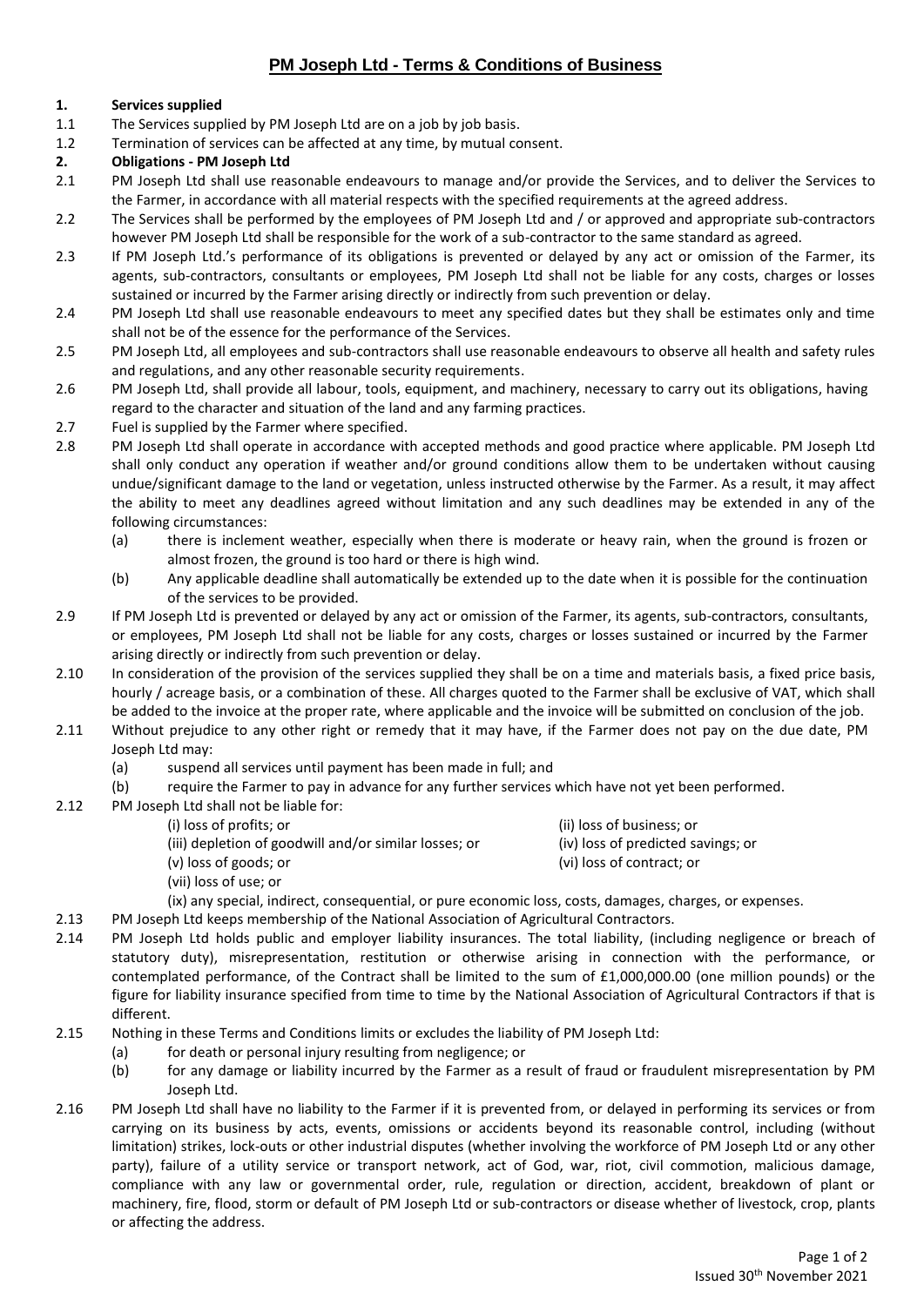# PM Joseph Ltd - Terms & Conditions of Business

**1. Services supplied**

1.1 The Services supplied by PM Joseph Ltd are on a job by job basis.

1.2 Termination of services can be affected at any time, by mutual consent.

**2. Obligations - PM Joseph Ltd**

2.1 PM Joseph Ltd shall use reasonable endeavours to manage and/or provide the Services, and to deliver the Services to the Farmer, in accordance with all material respects with the specified requirements at the agreed address.

2.2 The Services shall be performed by the employees of PM Joseph Ltd and / or approved and appropriate sub-contractors however PM Joseph Ltd shall be responsible for the work of a sub-contractor to the same standard as agreed.

2.3 If PM Joseph Ltd.'s performance of its obligations is prevented or delayed by any act or omission of the Farmer, its agents, sub-contractors, consultants or employees, PM Joseph Ltd shall not be liable for any costs, charges or losses sustained or incurred by the Farmer arising directly or indirectly from such prevention or delay.

2.4 PM Joseph Ltd shall use reasonable endeavours to meet any specified dates but they shall be estimates only and time shall not be of the essence for the performance of the Services.

2.5 PM Joseph Ltd, all employees and sub-contractors shall use reasonable endeavours to observe all health and safety rules and regulations, and any other reasonable security requirements.

2.6 PM Joseph Ltd, shall provide all labour, tools, equipment, and machinery, necessary to carry out its obligations, having regard to the character and situation of the land and any farming practices.

2.7 Fuel is supplied by the Farmer where specified.

2.8 PM Joseph Ltd shall operate in accordance with accepted methods and good practice where applicable. PM Joseph Ltd shall only conduct any operation if weather and/or ground conditions allow them to be undertaken without causing undue/significant damage to the land or vegetation, unless instructed otherwise by the Farmer. As a result, it may affect the ability to meet any deadlines agreed without limitation and any such deadlines may be extended in any of the following circumstances:

(a) there is inclement weather, especially when there is moderate or heavy rain, when the ground is frozen or almost frozen, the ground is too hard or there is high wind.

(b) Any applicable deadline shall automatically be extended up to the date when it is possible for the continuation of the services to be provided.

2.9 If PM Joseph Ltd is prevented or delayed by any act or omission of the Farmer, its agents, sub-contractors, consultants, or employees, PM Joseph Ltd shall not be liable for any costs, charges or losses sustained or incurred by the Farmer arising directly or indirectly from such prevention or delay.

2.10 In consideration of the provision of the services supplied they shall be on a time and materials basis, a fixed price basis, hourly / acreage basis, or a combination of these. All charges quoted to the Farmer shall be exclusive of VAT, which shall be added to the invoice at the proper rate, where applicable and the invoice will be submitted on conclusion of the job.

2.11 Without prejudice to any other right or remedy that it may have, if the Farmer does not pay on the due date, PM Joseph Ltd may:

(a) suspend all services until payment has been made in full; and

(b) require the Farmer to pay in advance for any further services which have not yet been performed.

2.12 PM Joseph Ltd shall not be liable for:

(i) loss of profits; or
(ii) loss of business; or
(iii) depletion of goodwill and/or similar losses; or
(iv) loss of predicted savings; or
(v) loss of goods; or
(vi) loss of contract; or
(vii) loss of use; or
(ix) any special, indirect, consequential, or pure economic loss, costs, damages, charges, or expenses.

2.13 PM Joseph Ltd keeps membership of the National Association of Agricultural Contractors.

2.14 PM Joseph Ltd holds public and employer liability insurances. The total liability, (including negligence or breach of statutory duty), misrepresentation, restitution or otherwise arising in connection with the performance, or contemplated performance, of the Contract shall be limited to the sum of £1,000,000.00 (one million pounds) or the figure for liability insurance specified from time to time by the National Association of Agricultural Contractors if that is different.

2.15 Nothing in these Terms and Conditions limits or excludes the liability of PM Joseph Ltd:

(a) for death or personal injury resulting from negligence; or

(b) for any damage or liability incurred by the Farmer as a result of fraud or fraudulent misrepresentation by PM Joseph Ltd.

2.16 PM Joseph Ltd shall have no liability to the Farmer if it is prevented from, or delayed in performing its services or from carrying on its business by acts, events, omissions or accidents beyond its reasonable control, including (without limitation) strikes, lock-outs or other industrial disputes (whether involving the workforce of PM Joseph Ltd or any other party), failure of a utility service or transport network, act of God, war, riot, civil commotion, malicious damage, compliance with any law or governmental order, rule, regulation or direction, accident, breakdown of plant or machinery, fire, flood, storm or default of PM Joseph Ltd or sub-contractors or disease whether of livestock, crop, plants or affecting the address.

Issued 30th November 2021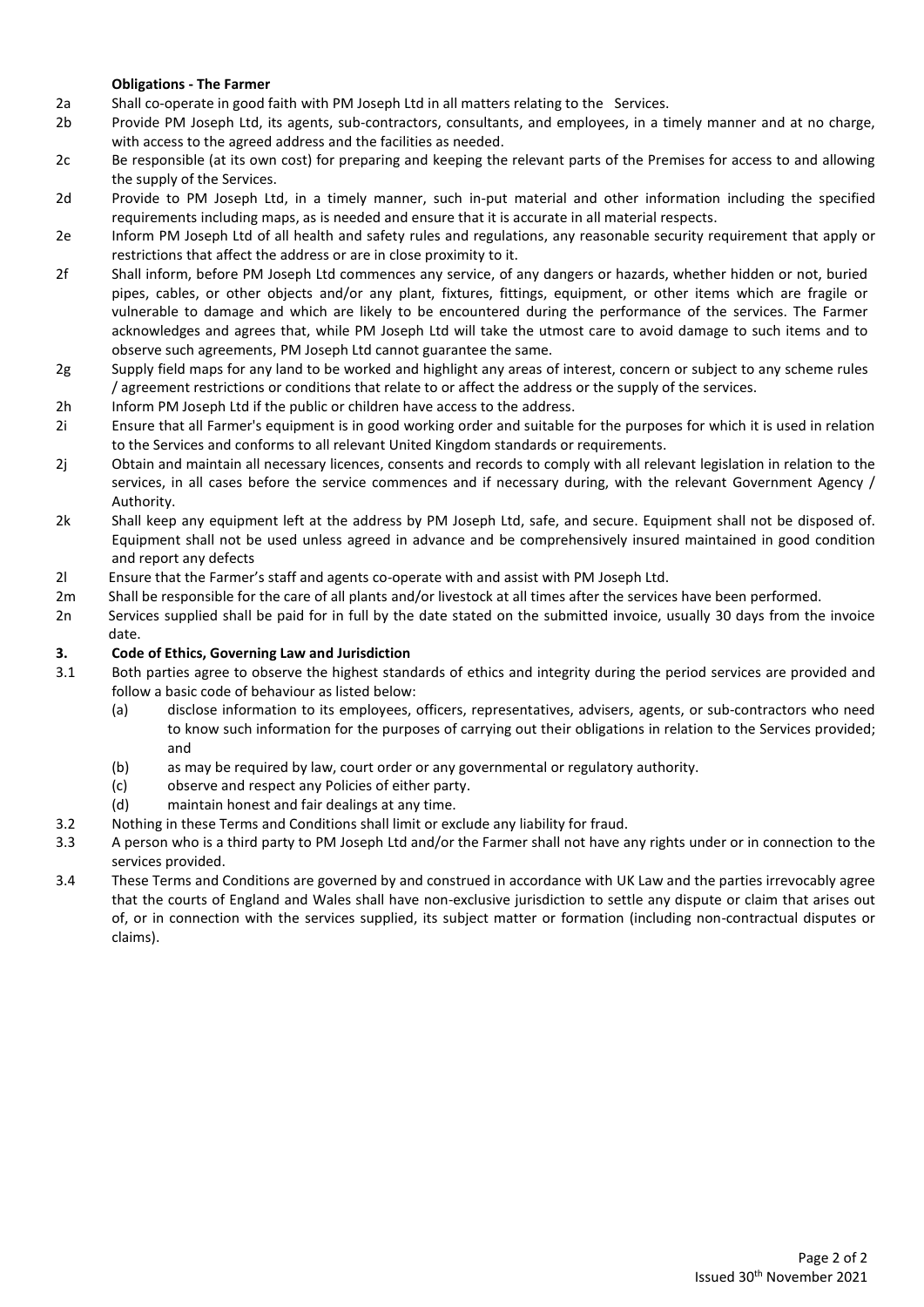**Obligations - The Farmer**

2a Shall co-operate in good faith with PM Joseph Ltd in all matters relating to the Services.

2b Provide PM Joseph Ltd, its agents, sub-contractors, consultants, and employees, in a timely manner and at no charge, with access to the agreed address and the facilities as needed.

2c Be responsible (at its own cost) for preparing and keeping the relevant parts of the Premises for access to and allowing the supply of the Services.

2d Provide to PM Joseph Ltd, in a timely manner, such in-put material and other information including the specified requirements including maps, as is needed and ensure that it is accurate in all material respects.

2e Inform PM Joseph Ltd of all health and safety rules and regulations, any reasonable security requirement that apply or restrictions that affect the address or are in close proximity to it.

2f Shall inform, before PM Joseph Ltd commences any service, of any dangers or hazards, whether hidden or not, buried pipes, cables, or other objects and/or any plant, fixtures, fittings, equipment, or other items which are fragile or vulnerable to damage and which are likely to be encountered during the performance of the services. The Farmer acknowledges and agrees that, while PM Joseph Ltd will take the utmost care to avoid damage to such items and to observe such agreements, PM Joseph Ltd cannot guarantee the same.

2g Supply field maps for any land to be worked and highlight any areas of interest, concern or subject to any scheme rules / agreement restrictions or conditions that relate to or affect the address or the supply of the services.

2h Inform PM Joseph Ltd if the public or children have access to the address.

2i Ensure that all Farmer's equipment is in good working order and suitable for the purposes for which it is used in relation to the Services and conforms to all relevant United Kingdom standards or requirements.

2j Obtain and maintain all necessary licences, consents and records to comply with all relevant legislation in relation to the services, in all cases before the service commences and if necessary during, with the relevant Government Agency / Authority.

2k Shall keep any equipment left at the address by PM Joseph Ltd, safe, and secure. Equipment shall not be disposed of. Equipment shall not be used unless agreed in advance and be comprehensively insured maintained in good condition and report any defects

2l Ensure that the Farmer's staff and agents co-operate with and assist with PM Joseph Ltd.

2m Shall be responsible for the care of all plants and/or livestock at all times after the services have been performed.

2n Services supplied shall be paid for in full by the date stated on the submitted invoice, usually 30 days from the invoice date.

**3. Code of Ethics, Governing Law and Jurisdiction**

3.1 Both parties agree to observe the highest standards of ethics and integrity during the period services are provided and follow a basic code of behaviour as listed below:

(a) disclose information to its employees, officers, representatives, advisers, agents, or sub-contractors who need to know such information for the purposes of carrying out their obligations in relation to the Services provided; and

(b) as may be required by law, court order or any governmental or regulatory authority.

(c) observe and respect any Policies of either party.

(d) maintain honest and fair dealings at any time.

3.2 Nothing in these Terms and Conditions shall limit or exclude any liability for fraud.

3.3 A person who is a third party to PM Joseph Ltd and/or the Farmer shall not have any rights under or in connection to the services provided.

3.4 These Terms and Conditions are governed by and construed in accordance with UK Law and the parties irrevocably agree that the courts of England and Wales shall have non-exclusive jurisdiction to settle any dispute or claim that arises out of, or in connection with the services supplied, its subject matter or formation (including non-contractual disputes or claims).

Issued 30th November 2021